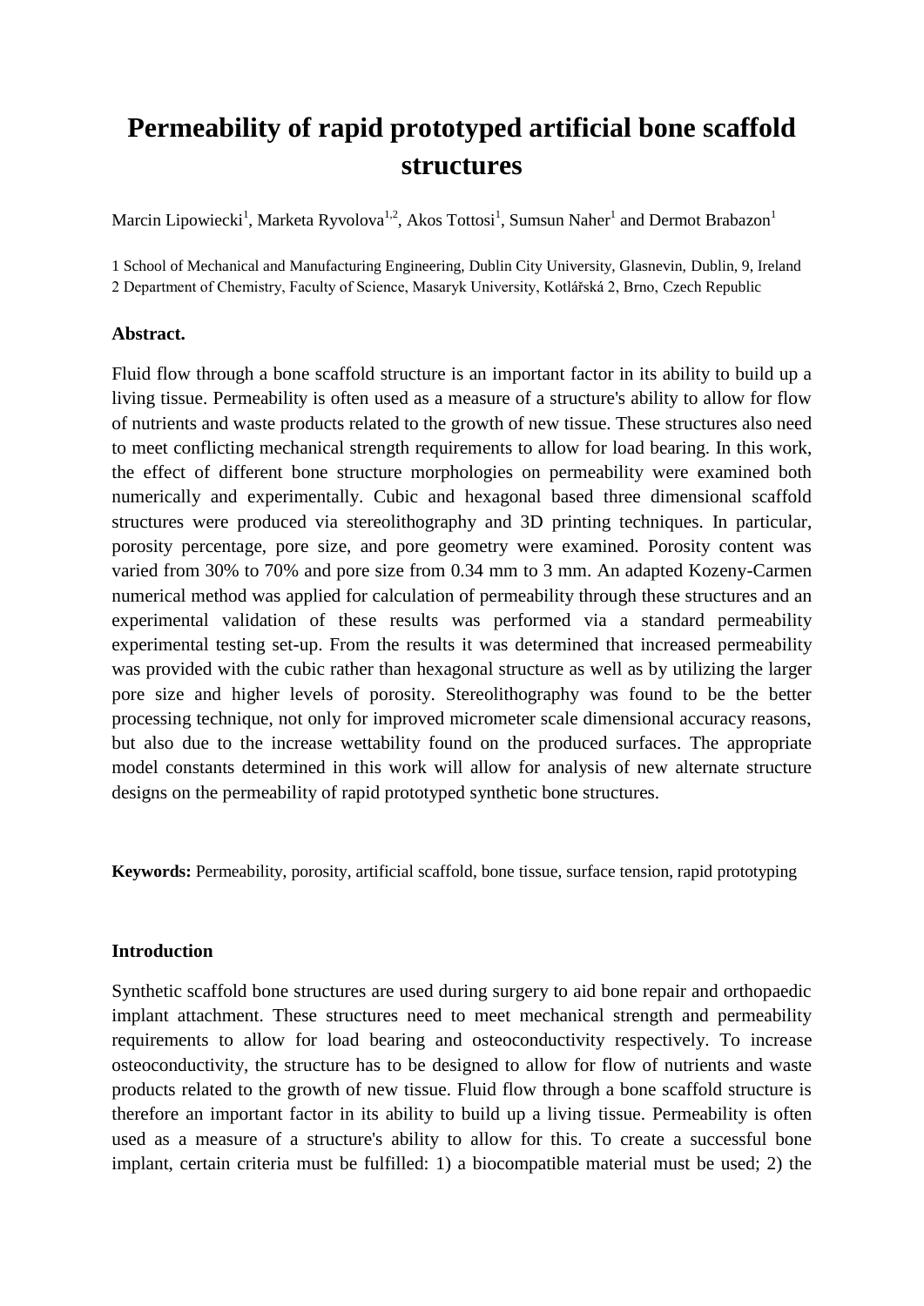# Permeability of rapid prototyped artificial bone scaffold structures

Marcin Lipowiecki[1], Marketa Ryvolova[1,2], Akos Tottosi[1], Sumsun Naher[1] and Dermot Brabazon[1]

1 School of Mechanical and Manufacturing Engineering, Dublin City University, Glasnevin, Dublin, 9, Ireland
2 Department of Chemistry, Faculty of Science, Masaryk University, Kotlářská 2, Brno, Czech Republic

**Abstract.**

Fluid flow through a bone scaffold structure is an important factor in its ability to build up a living tissue. Permeability is often used as a measure of a structure's ability to allow for flow of nutrients and waste products related to the growth of new tissue. These structures also need to meet conflicting mechanical strength requirements to allow for load bearing. In this work, the effect of different bone structure morphologies on permeability were examined both numerically and experimentally. Cubic and hexagonal based three dimensional scaffold structures were produced via stereolithography and 3D printing techniques. In particular, porosity percentage, pore size, and pore geometry were examined. Porosity content was varied from 30% to 70% and pore size from 0.34 mm to 3 mm. An adapted Kozeny-Carmen numerical method was applied for calculation of permeability through these structures and an experimental validation of these results was performed via a standard permeability experimental testing set-up. From the results it was determined that increased permeability was provided with the cubic rather than hexagonal structure as well as by utilizing the larger pore size and higher levels of porosity. Stereolithography was found to be the better processing technique, not only for improved micrometer scale dimensional accuracy reasons, but also due to the increase wettability found on the produced surfaces. The appropriate model constants determined in this work will allow for analysis of new alternate structure designs on the permeability of rapid prototyped synthetic bone structures.

**Keywords:** Permeability, porosity, artificial scaffold, bone tissue, surface tension, rapid prototyping

## Introduction

Synthetic scaffold bone structures are used during surgery to aid bone repair and orthopaedic implant attachment. These structures need to meet mechanical strength and permeability requirements to allow for load bearing and osteoconductivity respectively. To increase osteoconductivity, the structure has to be designed to allow for flow of nutrients and waste products related to the growth of new tissue. Fluid flow through a bone scaffold structure is therefore an important factor in its ability to build up a living tissue. Permeability is often used as a measure of a structure's ability to allow for this. To create a successful bone implant, certain criteria must be fulfilled: 1) a biocompatible material must be used; 2) the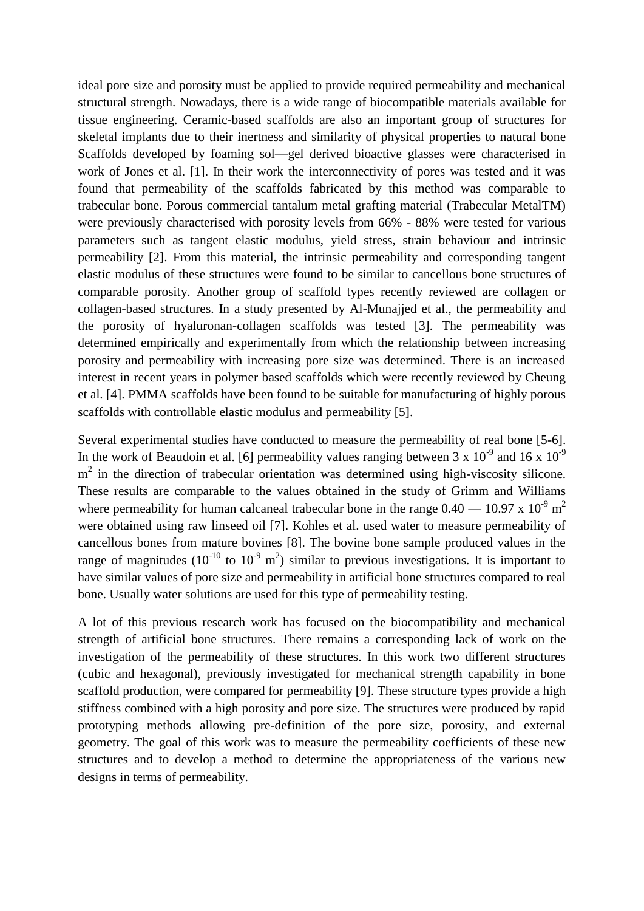ideal pore size and porosity must be applied to provide required permeability and mechanical structural strength. Nowadays, there is a wide range of biocompatible materials available for tissue engineering. Ceramic-based scaffolds are also an important group of structures for skeletal implants due to their inertness and similarity of physical properties to natural bone Scaffolds developed by foaming sol—gel derived bioactive glasses were characterised in work of Jones et al. [1]. In their work the interconnectivity of pores was tested and it was found that permeability of the scaffolds fabricated by this method was comparable to trabecular bone. Porous commercial tantalum metal grafting material (Trabecular MetalTM) were previously characterised with porosity levels from 66% - 88% were tested for various parameters such as tangent elastic modulus, yield stress, strain behaviour and intrinsic permeability [2]. From this material, the intrinsic permeability and corresponding tangent elastic modulus of these structures were found to be similar to cancellous bone structures of comparable porosity. Another group of scaffold types recently reviewed are collagen or collagen-based structures. In a study presented by Al-Munajjed et al., the permeability and the porosity of hyaluronan-collagen scaffolds was tested [3]. The permeability was determined empirically and experimentally from which the relationship between increasing porosity and permeability with increasing pore size was determined. There is an increased interest in recent years in polymer based scaffolds which were recently reviewed by Cheung et al. [4]. PMMA scaffolds have been found to be suitable for manufacturing of highly porous scaffolds with controllable elastic modulus and permeability [5].

Several experimental studies have conducted to measure the permeability of real bone [5-6]. In the work of Beaudoin et al. [6] permeability values ranging between $3 \times 10^{-9}$ and $16 \times 10^{-9}$ $m^2$ in the direction of trabecular orientation was determined using high-viscosity silicone. These results are comparable to the values obtained in the study of Grimm and Williams where permeability for human calcaneal trabecular bone in the range $0.40 — 10.97 \times 10^{-9}$ $m^2$ were obtained using raw linseed oil [7]. Kohles et al. used water to measure permeability of cancellous bones from mature bovines [8]. The bovine bone sample produced values in the range of magnitudes ($10^{-10}$ to $10^{-9}$ $m^2$) similar to previous investigations. It is important to have similar values of pore size and permeability in artificial bone structures compared to real bone. Usually water solutions are used for this type of permeability testing.

A lot of this previous research work has focused on the biocompatibility and mechanical strength of artificial bone structures. There remains a corresponding lack of work on the investigation of the permeability of these structures. In this work two different structures (cubic and hexagonal), previously investigated for mechanical strength capability in bone scaffold production, were compared for permeability [9]. These structure types provide a high stiffness combined with a high porosity and pore size. The structures were produced by rapid prototyping methods allowing pre-definition of the pore size, porosity, and external geometry. The goal of this work was to measure the permeability coefficients of these new structures and to develop a method to determine the appropriateness of the various new designs in terms of permeability.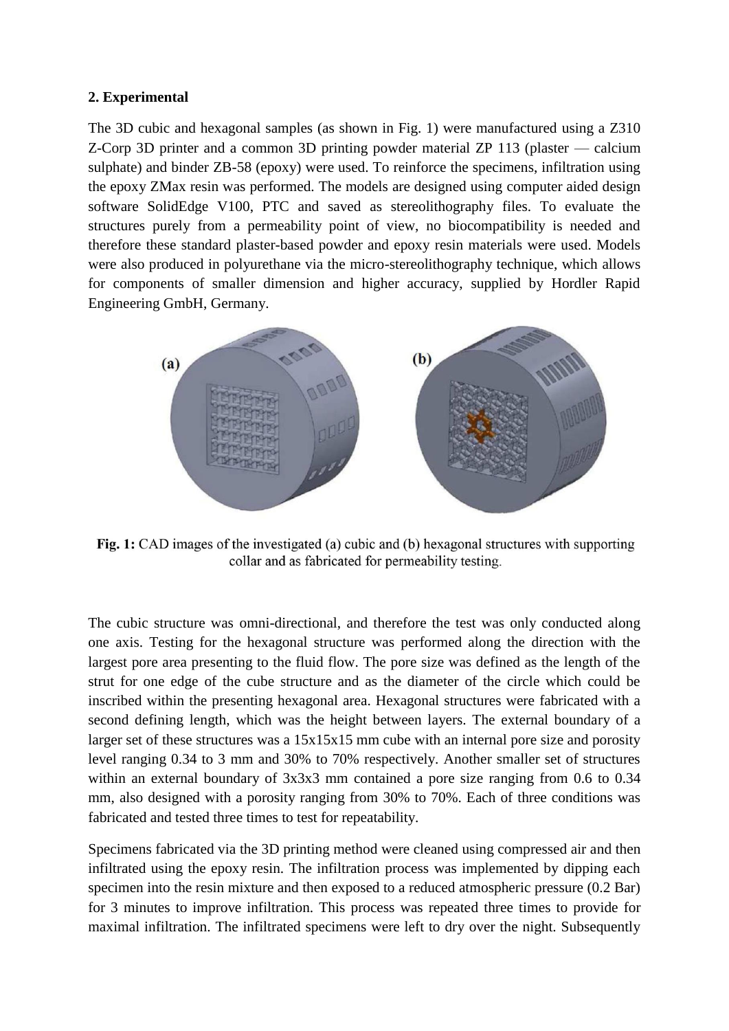## 2. Experimental

The 3D cubic and hexagonal samples (as shown in Fig. 1) were manufactured using a Z310 Z-Corp 3D printer and a common 3D printing powder material ZP 113 (plaster — calcium sulphate) and binder ZB-58 (epoxy) were used. To reinforce the specimens, infiltration using the epoxy ZMax resin was performed. The models are designed using computer aided design software SolidEdge V100, PTC and saved as stereolithography files. To evaluate the structures purely from a permeability point of view, no biocompatibility is needed and therefore these standard plaster-based powder and epoxy resin materials were used. Models were also produced in polyurethane via the micro-stereolithography technique, which allows for components of smaller dimension and higher accuracy, supplied by Hordler Rapid Engineering GmbH, Germany.

**Fig. 1:** CAD images of the investigated (a) cubic and (b) hexagonal structures with supporting collar and as fabricated for permeability testing.

The cubic structure was omni-directional, and therefore the test was only conducted along one axis. Testing for the hexagonal structure was performed along the direction with the largest pore area presenting to the fluid flow. The pore size was defined as the length of the strut for one edge of the cube structure and as the diameter of the circle which could be inscribed within the presenting hexagonal area. Hexagonal structures were fabricated with a second defining length, which was the height between layers. The external boundary of a larger set of these structures was a 15x15x15 mm cube with an internal pore size and porosity level ranging 0.34 to 3 mm and 30% to 70% respectively. Another smaller set of structures within an external boundary of 3x3x3 mm contained a pore size ranging from 0.6 to 0.34 mm, also designed with a porosity ranging from 30% to 70%. Each of three conditions was fabricated and tested three times to test for repeatability.

Specimens fabricated via the 3D printing method were cleaned using compressed air and then infiltrated using the epoxy resin. The infiltration process was implemented by dipping each specimen into the resin mixture and then exposed to a reduced atmospheric pressure (0.2 Bar) for 3 minutes to improve infiltration. This process was repeated three times to provide for maximal infiltration. The infiltrated specimens were left to dry over the night. Subsequently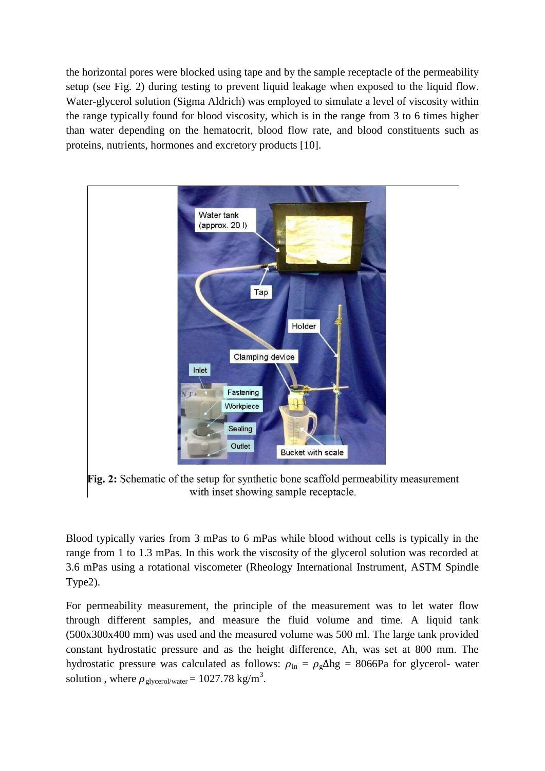the horizontal pores were blocked using tape and by the sample receptacle of the permeability setup (see Fig. 2) during testing to prevent liquid leakage when exposed to the liquid flow. Water-glycerol solution (Sigma Aldrich) was employed to simulate a level of viscosity within the range typically found for blood viscosity, which is in the range from 3 to 6 times higher than water depending on the hematocrit, blood flow rate, and blood constituents such as proteins, nutrients, hormones and excretory products [10].

**Fig. 2:** Schematic of the setup for synthetic bone scaffold permeability measurement with inset showing sample receptacle.

Blood typically varies from 3 mPas to 6 mPas while blood without cells is typically in the range from 1 to 1.3 mPas. In this work the viscosity of the glycerol solution was recorded at 3.6 mPas using a rotational viscometer (Rheology International Instrument, ASTM Spindle Type2).

For permeability measurement, the principle of the measurement was to let water flow through different samples, and measure the fluid volume and time. A liquid tank (500x300x400 mm) was used and the measured volume was 500 ml. The large tank provided constant hydrostatic pressure and as the height difference, Ah, was set at 800 mm. The hydrostatic pressure was calculated as follows: $\rho_{in} = \rho_{g}\Delta hg = 8066$Pa for glycerol- water solution , where $\rho_{glycerol/water} = 1027.78$ kg/m$^3$.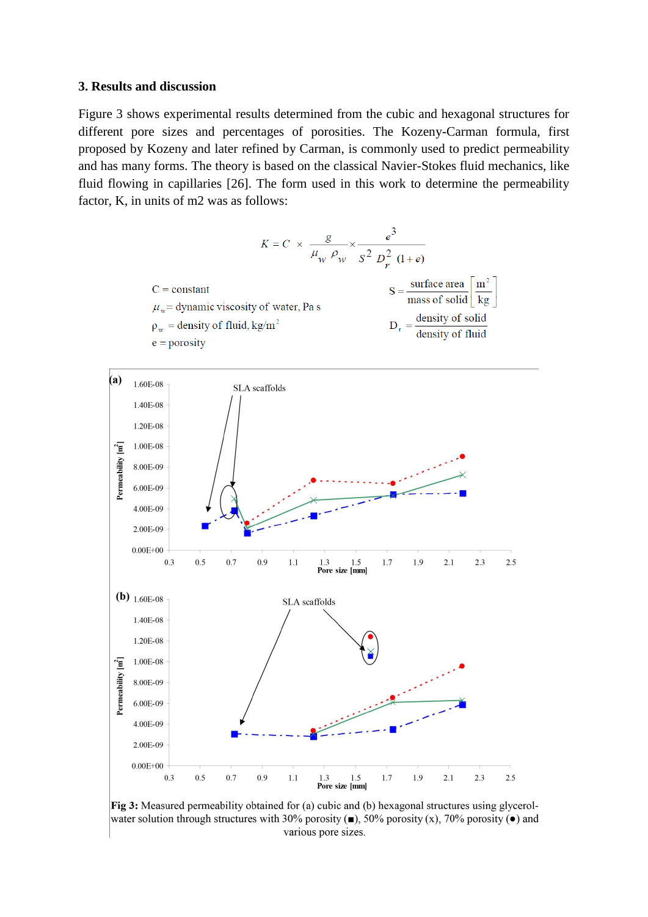## 3. Results and discussion

Figure 3 shows experimental results determined from the cubic and hexagonal structures for different pore sizes and percentages of porosities. The Kozeny-Carman formula, first proposed by Kozeny and later refined by Carman, is commonly used to predict permeability and has many forms. The theory is based on the classical Navier-Stokes fluid mechanics, like fluid flowing in capillaries [26]. The form used in this work to determine the permeability factor, K, in units of m2 was as follows:

$$K = C \times \frac{g}{\mu_w \, \rho_w} \times \frac{e^3}{S^2 \, D_r^2 \, (1+e)}$$

C = constant

$\mu_w$ = dynamic viscosity of water, Pa s

$\rho_w$ = density of fluid, kg/m$^2$

e = porosity

$S = \frac{\text{surface area}}{\text{mass of solid}} \left[\frac{m^2}{kg}\right]$

$D_r = \frac{\text{density of solid}}{\text{density of fluid}}$

**Fig 3:** Measured permeability obtained for (a) cubic and (b) hexagonal structures using glycerol-water solution through structures with 30% porosity (■), 50% porosity (x), 70% porosity (●) and various pore sizes.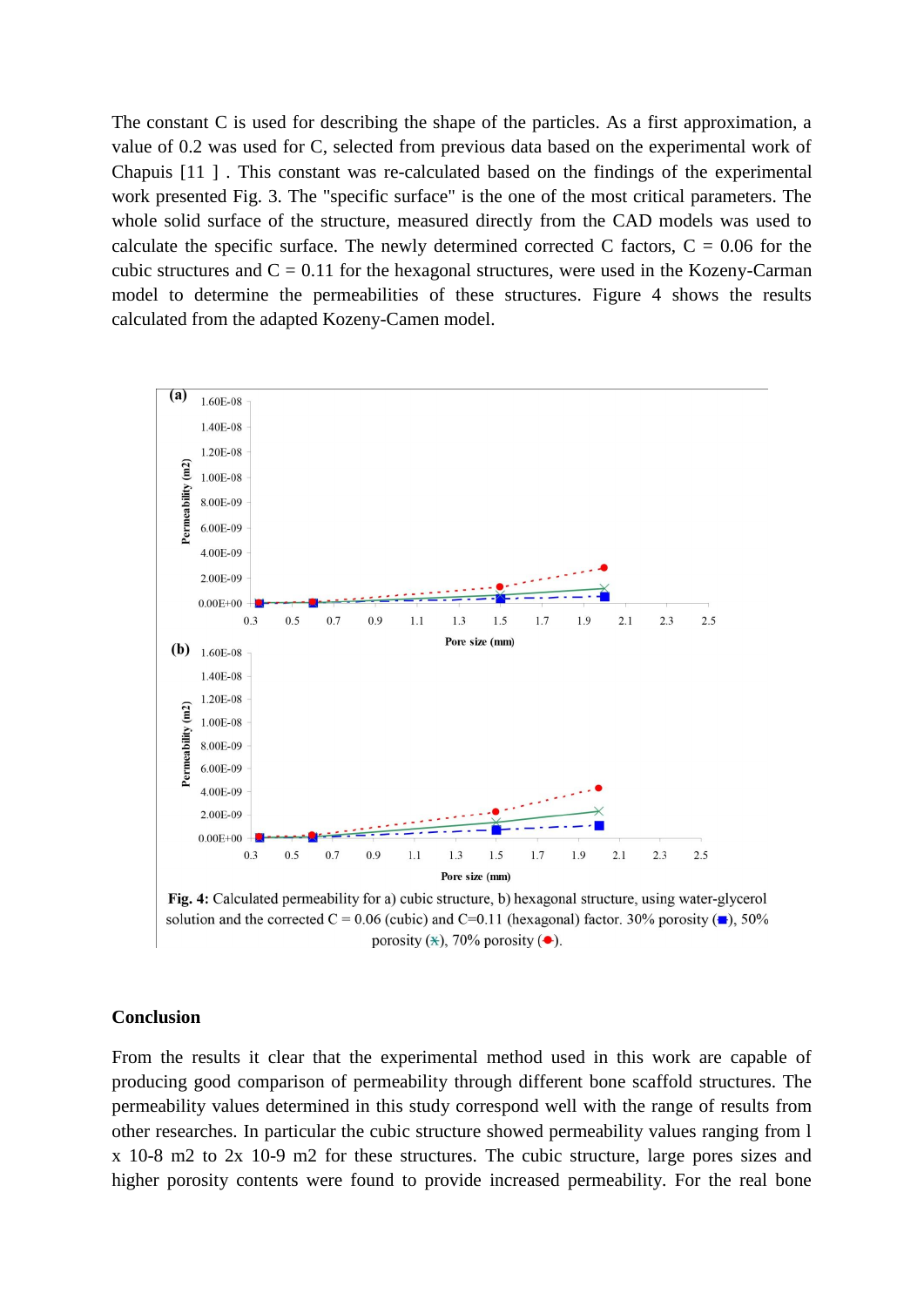The constant C is used for describing the shape of the particles. As a first approximation, a value of 0.2 was used for C, selected from previous data based on the experimental work of Chapuis [11 ] . This constant was re-calculated based on the findings of the experimental work presented Fig. 3. The "specific surface" is the one of the most critical parameters. The whole solid surface of the structure, measured directly from the CAD models was used to calculate the specific surface. The newly determined corrected C factors, C = 0.06 for the cubic structures and C = 0.11 for the hexagonal structures, were used in the Kozeny-Carman model to determine the permeabilities of these structures. Figure 4 shows the results calculated from the adapted Kozeny-Camen model.

**Fig. 4:** Calculated permeability for a) cubic structure, b) hexagonal structure, using water-glycerol solution and the corrected C = 0.06 (cubic) and C=0.11 (hexagonal) factor. 30% porosity (■), 50% porosity (✕), 70% porosity (●).

## Conclusion

From the results it clear that the experimental method used in this work are capable of producing good comparison of permeability through different bone scaffold structures. The permeability values determined in this study correspond well with the range of results from other researches. In particular the cubic structure showed permeability values ranging from l x 10-8 m2 to 2x 10-9 m2 for these structures. The cubic structure, large pores sizes and higher porosity contents were found to provide increased permeability. For the real bone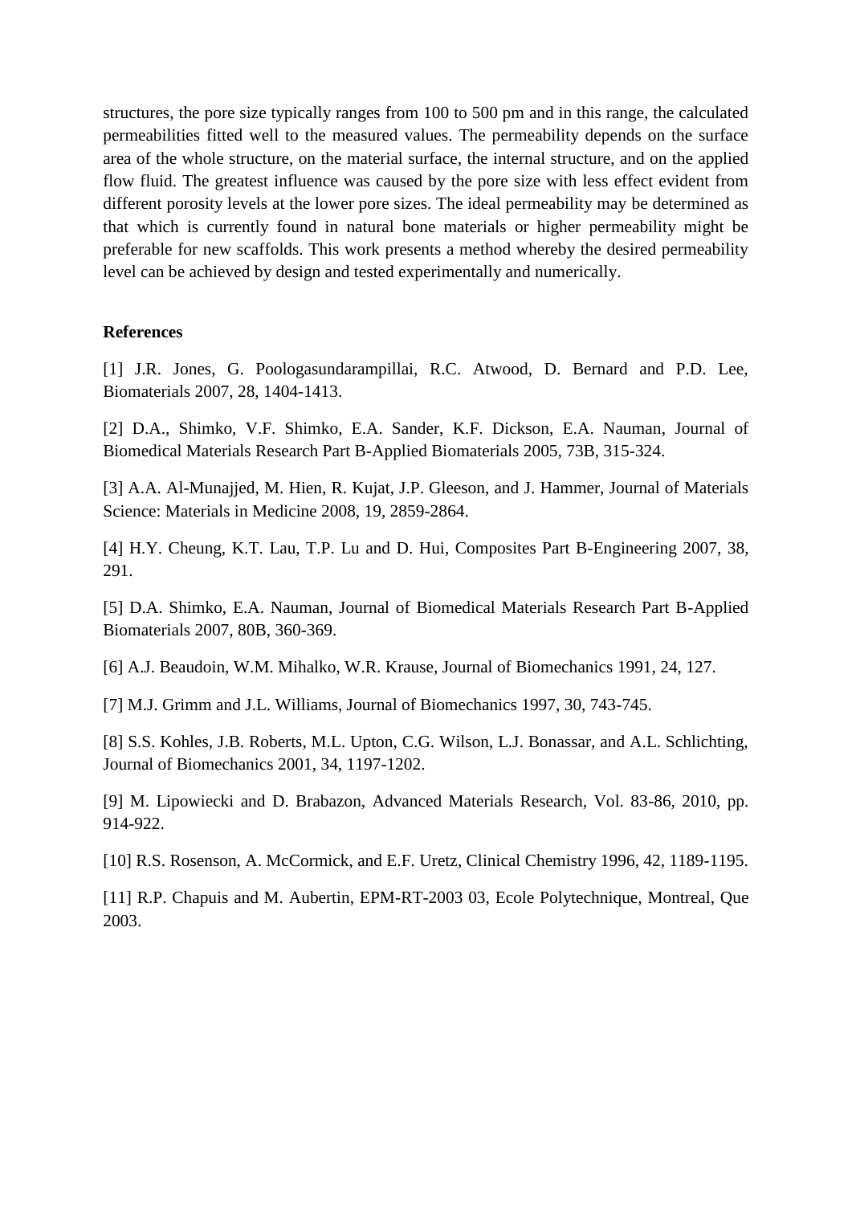structures, the pore size typically ranges from 100 to 500 pm and in this range, the calculated permeabilities fitted well to the measured values. The permeability depends on the surface area of the whole structure, on the material surface, the internal structure, and on the applied flow fluid. The greatest influence was caused by the pore size with less effect evident from different porosity levels at the lower pore sizes. The ideal permeability may be determined as that which is currently found in natural bone materials or higher permeability might be preferable for new scaffolds. This work presents a method whereby the desired permeability level can be achieved by design and tested experimentally and numerically.

**References**

[1] J.R. Jones, G. Poologasundarampillai, R.C. Atwood, D. Bernard and P.D. Lee, Biomaterials 2007, 28, 1404-1413.

[2] D.A., Shimko, V.F. Shimko, E.A. Sander, K.F. Dickson, E.A. Nauman, Journal of Biomedical Materials Research Part B-Applied Biomaterials 2005, 73B, 315-324.

[3] A.A. Al-Munajjed, M. Hien, R. Kujat, J.P. Gleeson, and J. Hammer, Journal of Materials Science: Materials in Medicine 2008, 19, 2859-2864.

[4] H.Y. Cheung, K.T. Lau, T.P. Lu and D. Hui, Composites Part B-Engineering 2007, 38, 291.

[5] D.A. Shimko, E.A. Nauman, Journal of Biomedical Materials Research Part B-Applied Biomaterials 2007, 80B, 360-369.

[6] A.J. Beaudoin, W.M. Mihalko, W.R. Krause, Journal of Biomechanics 1991, 24, 127.

[7] M.J. Grimm and J.L. Williams, Journal of Biomechanics 1997, 30, 743-745.

[8] S.S. Kohles, J.B. Roberts, M.L. Upton, C.G. Wilson, L.J. Bonassar, and A.L. Schlichting, Journal of Biomechanics 2001, 34, 1197-1202.

[9] M. Lipowiecki and D. Brabazon, Advanced Materials Research, Vol. 83-86, 2010, pp. 914-922.

[10] R.S. Rosenson, A. McCormick, and E.F. Uretz, Clinical Chemistry 1996, 42, 1189-1195.

[11] R.P. Chapuis and M. Aubertin, EPM-RT-2003 03, Ecole Polytechnique, Montreal, Que 2003.